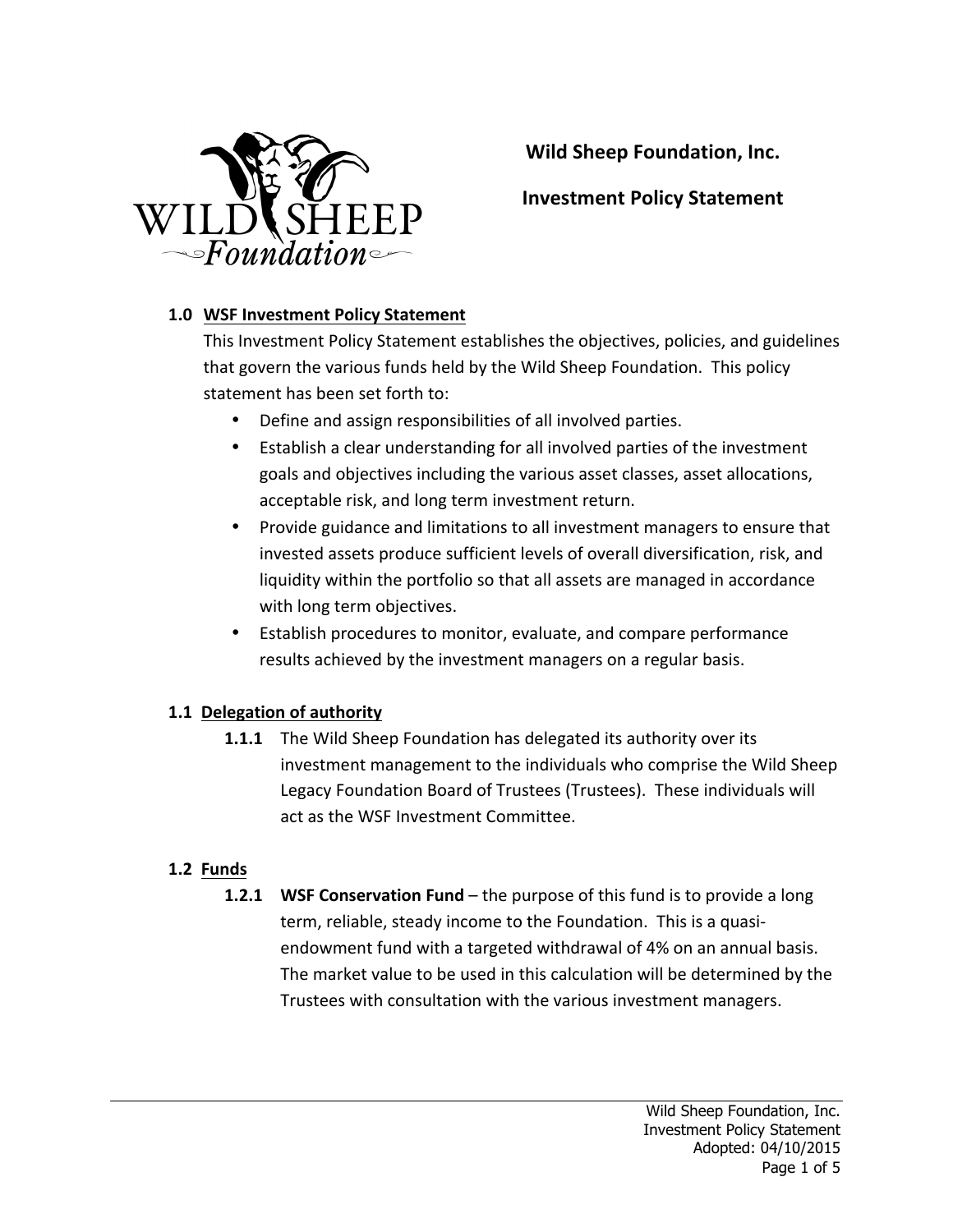# Wild Sheep Foundation, Inc.

# Investment Policy Statement

## 1.0 WSF Investment Policy Statement

This Investment Policy Statement establishes the objectives, policies, and guidelines that govern the various funds held by the Wild Sheep Foundation. This policy statement has been set forth to:

- Define and assign responsibilities of all involved parties.
- Establish a clear understanding for all involved parties of the investment goals and objectives including the various asset classes, asset allocations, acceptable risk, and long term investment return.
- Provide guidance and limitations to all investment managers to ensure that invested assets produce sufficient levels of overall diversification, risk, and liquidity within the portfolio so that all assets are managed in accordance with long term objectives.
- Establish procedures to monitor, evaluate, and compare performance results achieved by the investment managers on a regular basis.

## 1.1 Delegation of authority

**1.1.1** The Wild Sheep Foundation has delegated its authority over its investment management to the individuals who comprise the Wild Sheep Legacy Foundation Board of Trustees (Trustees). These individuals will act as the WSF Investment Committee.

## 1.2 Funds

**1.2.1** **WSF Conservation Fund** – the purpose of this fund is to provide a long term, reliable, steady income to the Foundation. This is a quasi-endowment fund with a targeted withdrawal of 4% on an annual basis. The market value to be used in this calculation will be determined by the Trustees with consultation with the various investment managers.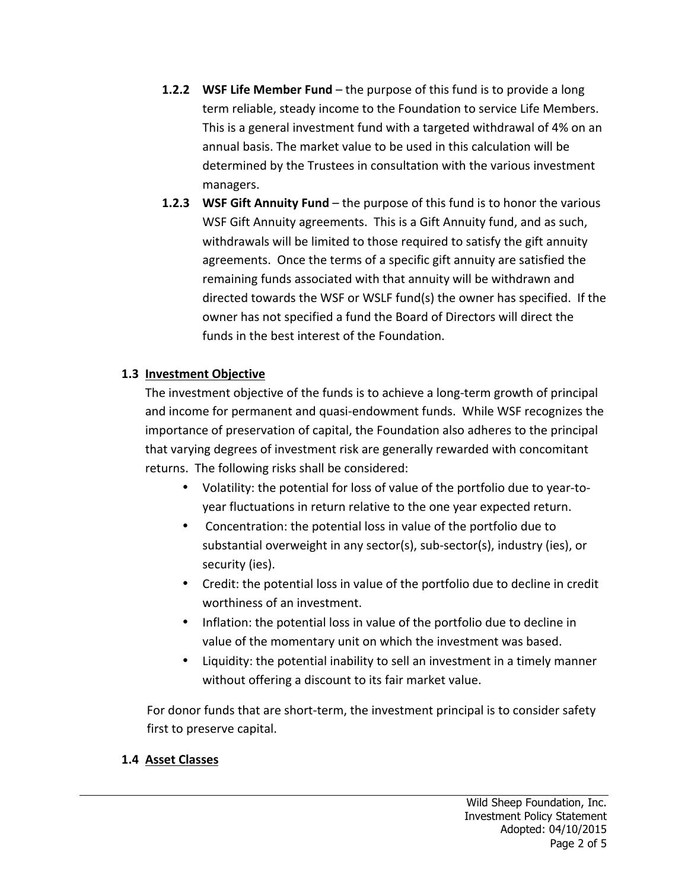**1.2.2 WSF Life Member Fund** – the purpose of this fund is to provide a long term reliable, steady income to the Foundation to service Life Members. This is a general investment fund with a targeted withdrawal of 4% on an annual basis. The market value to be used in this calculation will be determined by the Trustees in consultation with the various investment managers.

**1.2.3 WSF Gift Annuity Fund** – the purpose of this fund is to honor the various WSF Gift Annuity agreements. This is a Gift Annuity fund, and as such, withdrawals will be limited to those required to satisfy the gift annuity agreements. Once the terms of a specific gift annuity are satisfied the remaining funds associated with that annuity will be withdrawn and directed towards the WSF or WSLF fund(s) the owner has specified. If the owner has not specified a fund the Board of Directors will direct the funds in the best interest of the Foundation.

## 1.3 Investment Objective

The investment objective of the funds is to achieve a long-term growth of principal and income for permanent and quasi-endowment funds. While WSF recognizes the importance of preservation of capital, the Foundation also adheres to the principal that varying degrees of investment risk are generally rewarded with concomitant returns. The following risks shall be considered:

- Volatility: the potential for loss of value of the portfolio due to year-to-year fluctuations in return relative to the one year expected return.
- Concentration: the potential loss in value of the portfolio due to substantial overweight in any sector(s), sub-sector(s), industry (ies), or security (ies).
- Credit: the potential loss in value of the portfolio due to decline in credit worthiness of an investment.
- Inflation: the potential loss in value of the portfolio due to decline in value of the momentary unit on which the investment was based.
- Liquidity: the potential inability to sell an investment in a timely manner without offering a discount to its fair market value.

For donor funds that are short-term, the investment principal is to consider safety first to preserve capital.

## 1.4 Asset Classes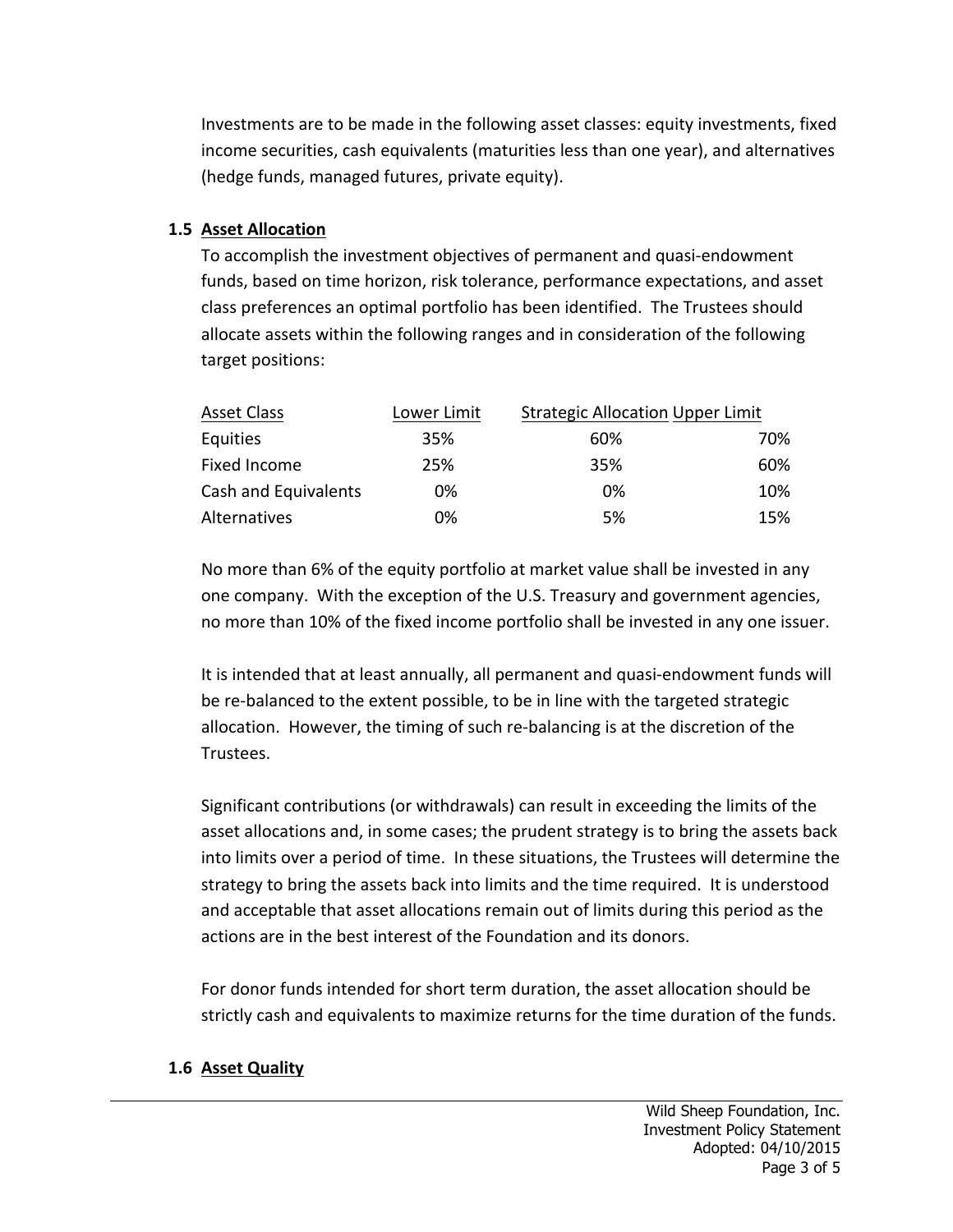Investments are to be made in the following asset classes: equity investments, fixed income securities, cash equivalents (maturities less than one year), and alternatives (hedge funds, managed futures, private equity).

### 1.5 Asset Allocation

To accomplish the investment objectives of permanent and quasi-endowment funds, based on time horizon, risk tolerance, performance expectations, and asset class preferences an optimal portfolio has been identified. The Trustees should allocate assets within the following ranges and in consideration of the following target positions:

| Asset Class | Lower Limit | Strategic Allocation | Upper Limit |
|---|---|---|---|
| Equities | 35% | 60% | 70% |
| Fixed Income | 25% | 35% | 60% |
| Cash and Equivalents | 0% | 0% | 10% |
| Alternatives | 0% | 5% | 15% |

No more than 6% of the equity portfolio at market value shall be invested in any one company. With the exception of the U.S. Treasury and government agencies, no more than 10% of the fixed income portfolio shall be invested in any one issuer.

It is intended that at least annually, all permanent and quasi-endowment funds will be re-balanced to the extent possible, to be in line with the targeted strategic allocation. However, the timing of such re-balancing is at the discretion of the Trustees.

Significant contributions (or withdrawals) can result in exceeding the limits of the asset allocations and, in some cases; the prudent strategy is to bring the assets back into limits over a period of time. In these situations, the Trustees will determine the strategy to bring the assets back into limits and the time required. It is understood and acceptable that asset allocations remain out of limits during this period as the actions are in the best interest of the Foundation and its donors.

For donor funds intended for short term duration, the asset allocation should be strictly cash and equivalents to maximize returns for the time duration of the funds.

### 1.6 Asset Quality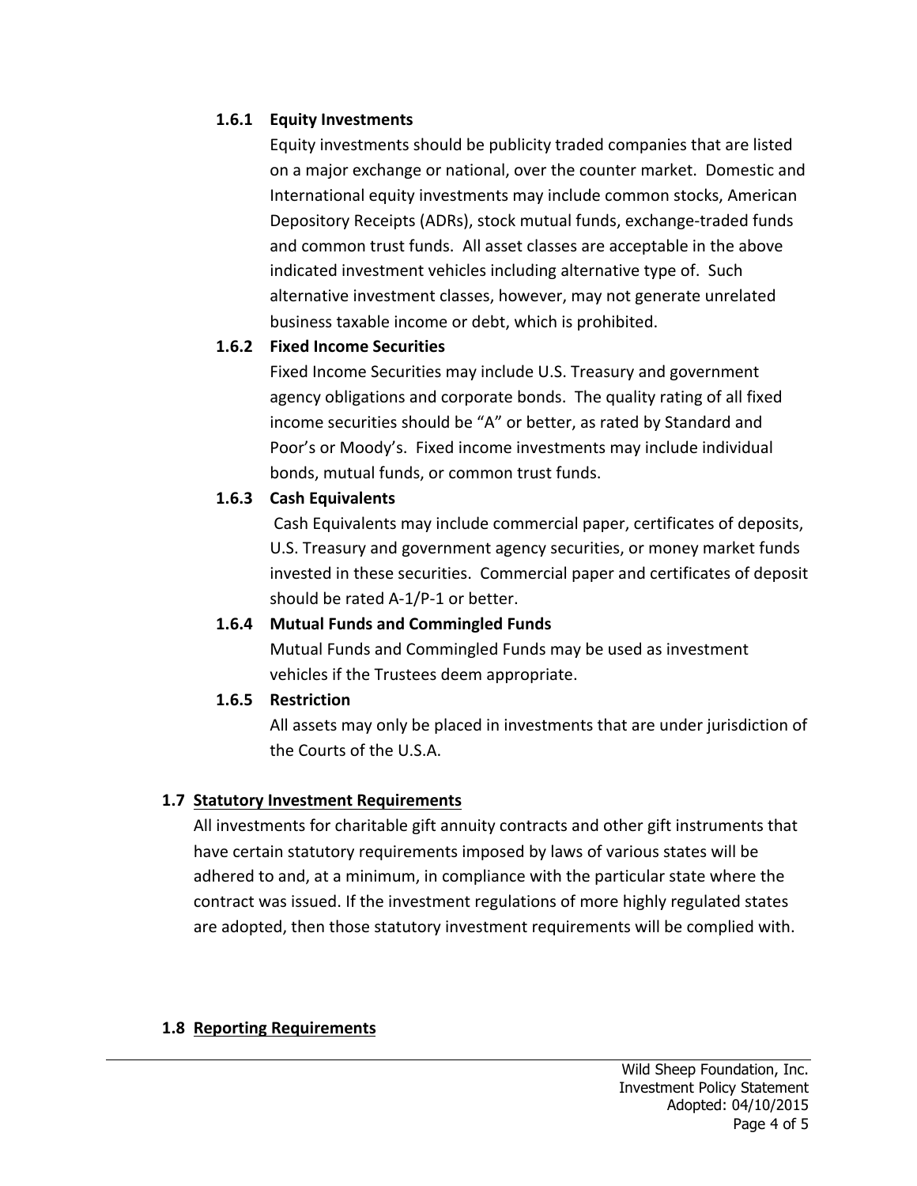#### 1.6.1 Equity Investments

Equity investments should be publicity traded companies that are listed on a major exchange or national, over the counter market. Domestic and International equity investments may include common stocks, American Depository Receipts (ADRs), stock mutual funds, exchange-traded funds and common trust funds. All asset classes are acceptable in the above indicated investment vehicles including alternative type of. Such alternative investment classes, however, may not generate unrelated business taxable income or debt, which is prohibited.

#### 1.6.2 Fixed Income Securities

Fixed Income Securities may include U.S. Treasury and government agency obligations and corporate bonds. The quality rating of all fixed income securities should be "A" or better, as rated by Standard and Poor's or Moody's. Fixed income investments may include individual bonds, mutual funds, or common trust funds.

#### 1.6.3 Cash Equivalents

Cash Equivalents may include commercial paper, certificates of deposits, U.S. Treasury and government agency securities, or money market funds invested in these securities. Commercial paper and certificates of deposit should be rated A-1/P-1 or better.

#### 1.6.4 Mutual Funds and Commingled Funds

Mutual Funds and Commingled Funds may be used as investment vehicles if the Trustees deem appropriate.

#### 1.6.5 Restriction

All assets may only be placed in investments that are under jurisdiction of the Courts of the U.S.A.

### 1.7 Statutory Investment Requirements

All investments for charitable gift annuity contracts and other gift instruments that have certain statutory requirements imposed by laws of various states will be adhered to and, at a minimum, in compliance with the particular state where the contract was issued. If the investment regulations of more highly regulated states are adopted, then those statutory investment requirements will be complied with.

### 1.8 Reporting Requirements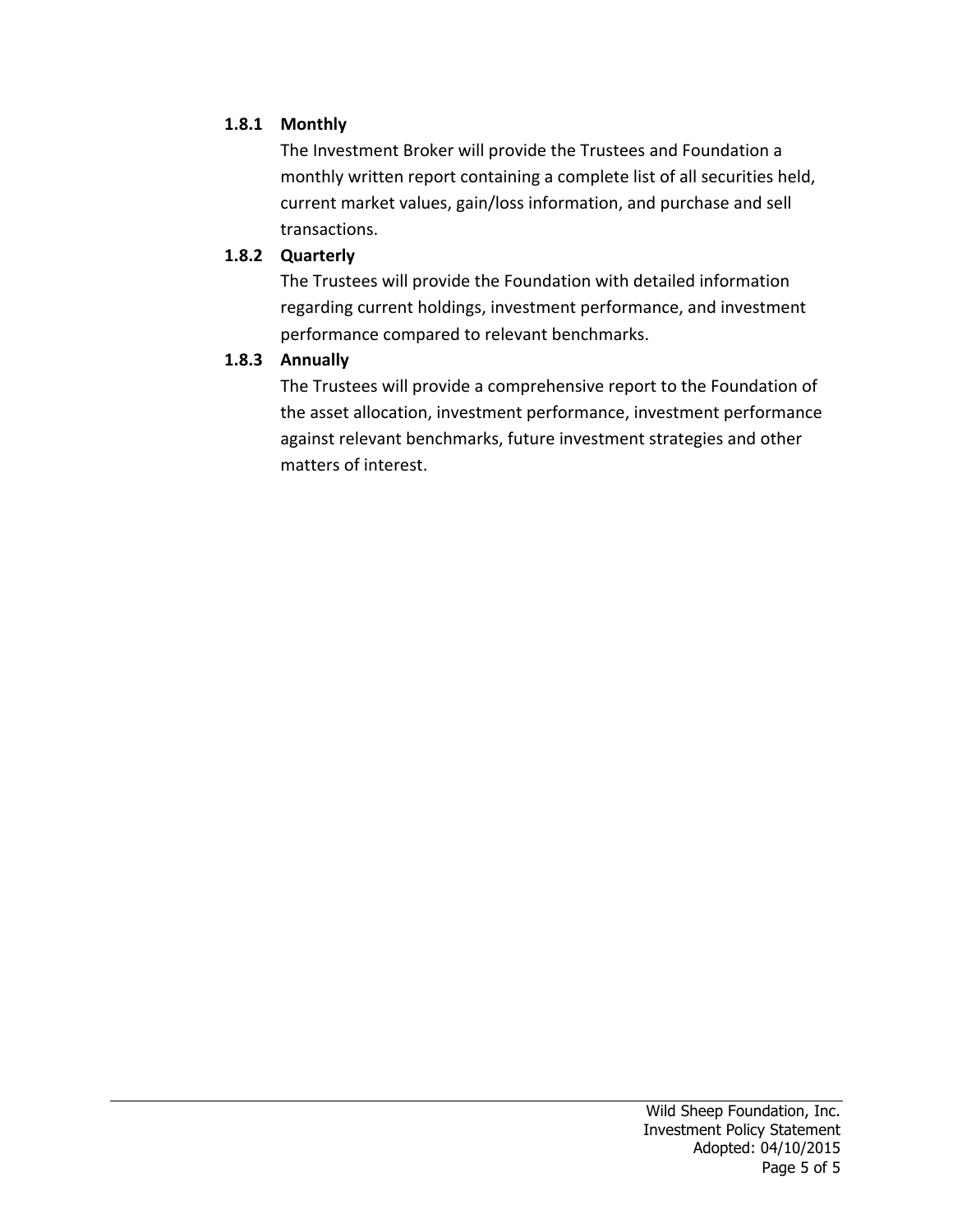### 1.8.1 Monthly

The Investment Broker will provide the Trustees and Foundation a monthly written report containing a complete list of all securities held, current market values, gain/loss information, and purchase and sell transactions.

### 1.8.2 Quarterly

The Trustees will provide the Foundation with detailed information regarding current holdings, investment performance, and investment performance compared to relevant benchmarks.

### 1.8.3 Annually

The Trustees will provide a comprehensive report to the Foundation of the asset allocation, investment performance, investment performance against relevant benchmarks, future investment strategies and other matters of interest.